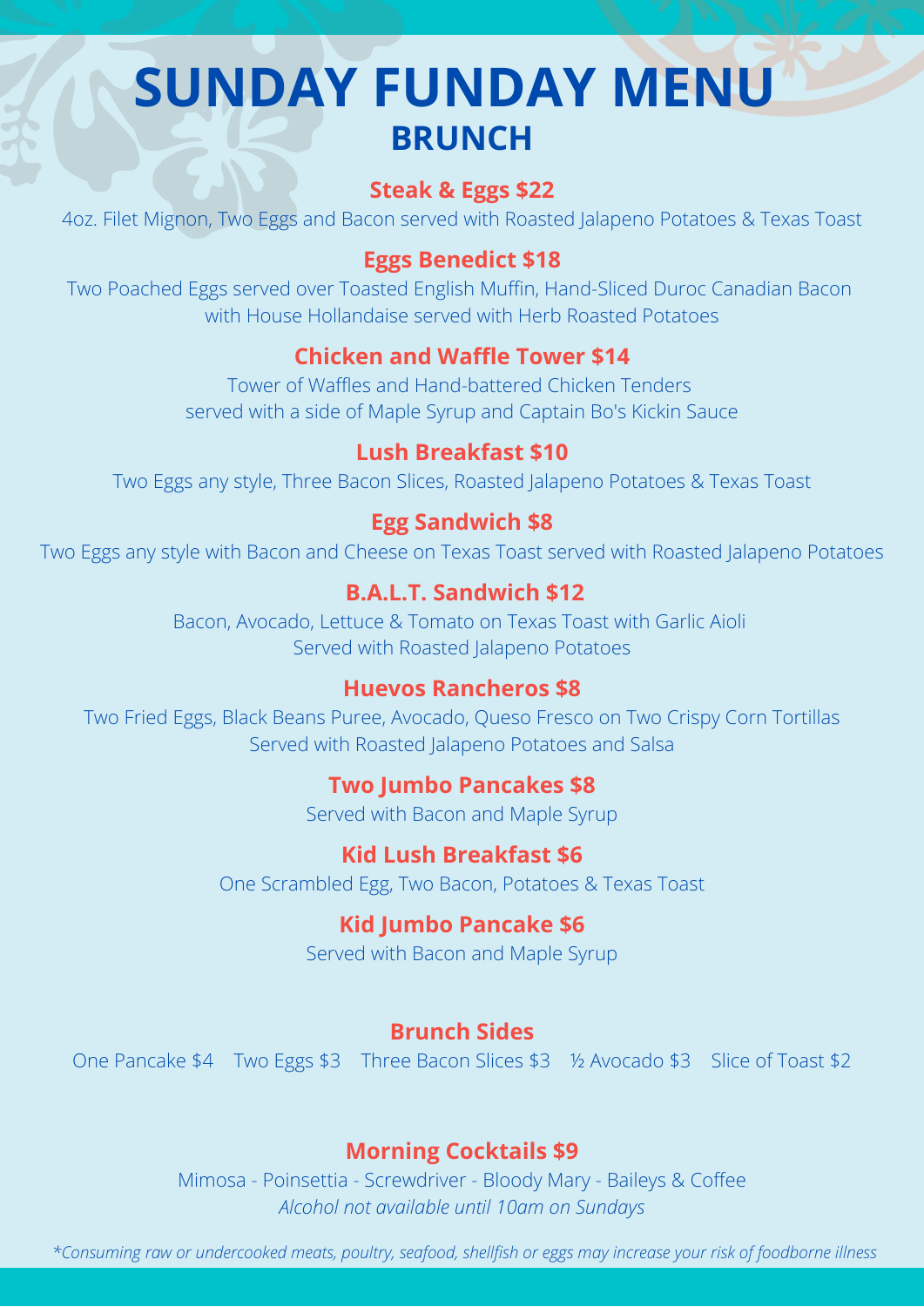# SUNDAY FUNDAY MENU

## BRUNCH

### Steak & Eggs $22

4oz. Filet Mignon, Two Eggs and Bacon served with Roasted Jalapeno Potatoes & Texas Toast

### Eggs Benedict $18

Two Poached Eggs served over Toasted English Muffin, Hand-Sliced Duroc Canadian Bacon with House Hollandaise served with Herb Roasted Potatoes

### Chicken and Waffle Tower $14

Tower of Waffles and Hand-battered Chicken Tenders served with a side of Maple Syrup and Captain Bo's Kickin Sauce

### Lush Breakfast $10

Two Eggs any style, Three Bacon Slices, Roasted Jalapeno Potatoes & Texas Toast

### Egg Sandwich $8

Two Eggs any style with Bacon and Cheese on Texas Toast served with Roasted Jalapeno Potatoes

### B.A.L.T. Sandwich $12

Bacon, Avocado, Lettuce & Tomato on Texas Toast with Garlic Aioli
Served with Roasted Jalapeno Potatoes

### Huevos Rancheros $8

Two Fried Eggs, Black Beans Puree, Avocado, Queso Fresco on Two Crispy Corn Tortillas
Served with Roasted Jalapeno Potatoes and Salsa

### Two Jumbo Pancakes $8

Served with Bacon and Maple Syrup

### Kid Lush Breakfast $6

One Scrambled Egg, Two Bacon, Potatoes & Texas Toast

### Kid Jumbo Pancake $6

Served with Bacon and Maple Syrup

### Brunch Sides

One Pancake $4 Two Eggs $3 Three Bacon Slices $3 ½ Avocado $3 Slice of Toast $2

### Morning Cocktails $9

Mimosa - Poinsettia - Screwdriver - Bloody Mary - Baileys & Coffee
*Alcohol not available until 10am on Sundays*

*\*Consuming raw or undercooked meats, poultry, seafood, shellfish or eggs may increase your risk of foodborne illness*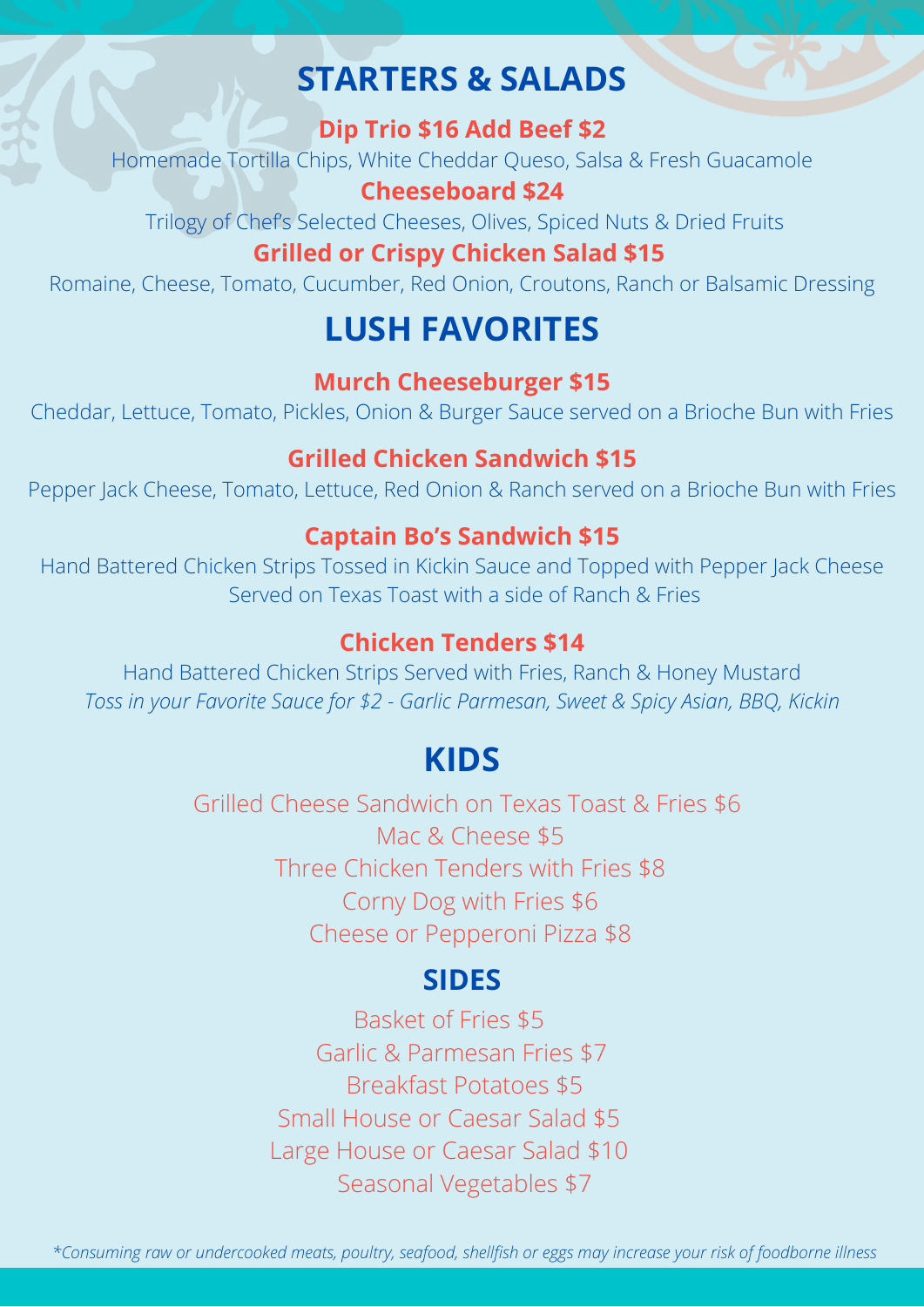# STARTERS & SALADS

**Dip Trio $16 Add Beef $2**

Homemade Tortilla Chips, White Cheddar Queso, Salsa & Fresh Guacamole

**Cheeseboard $24**

Trilogy of Chef's Selected Cheeses, Olives, Spiced Nuts & Dried Fruits

**Grilled or Crispy Chicken Salad $15**

Romaine, Cheese, Tomato, Cucumber, Red Onion, Croutons, Ranch or Balsamic Dressing

# LUSH FAVORITES

**Murch Cheeseburger $15**

Cheddar, Lettuce, Tomato, Pickles, Onion & Burger Sauce served on a Brioche Bun with Fries

**Grilled Chicken Sandwich $15**

Pepper Jack Cheese, Tomato, Lettuce, Red Onion & Ranch served on a Brioche Bun with Fries

**Captain Bo's Sandwich $15**

Hand Battered Chicken Strips Tossed in Kickin Sauce and Topped with Pepper Jack Cheese Served on Texas Toast with a side of Ranch & Fries

**Chicken Tenders $14**

Hand Battered Chicken Strips Served with Fries, Ranch & Honey Mustard

*Toss in your Favorite Sauce for $2 - Garlic Parmesan, Sweet & Spicy Asian, BBQ, Kickin*

# KIDS

Grilled Cheese Sandwich on Texas Toast & Fries $6

Mac & Cheese $5

Three Chicken Tenders with Fries $8

Corny Dog with Fries $6

Cheese or Pepperoni Pizza $8

## SIDES

Basket of Fries $5

Garlic & Parmesan Fries $7

Breakfast Potatoes $5

Small House or Caesar Salad $5

Large House or Caesar Salad $10

Seasonal Vegetables $7

*\*Consuming raw or undercooked meats, poultry, seafood, shellfish or eggs may increase your risk of foodborne illness*